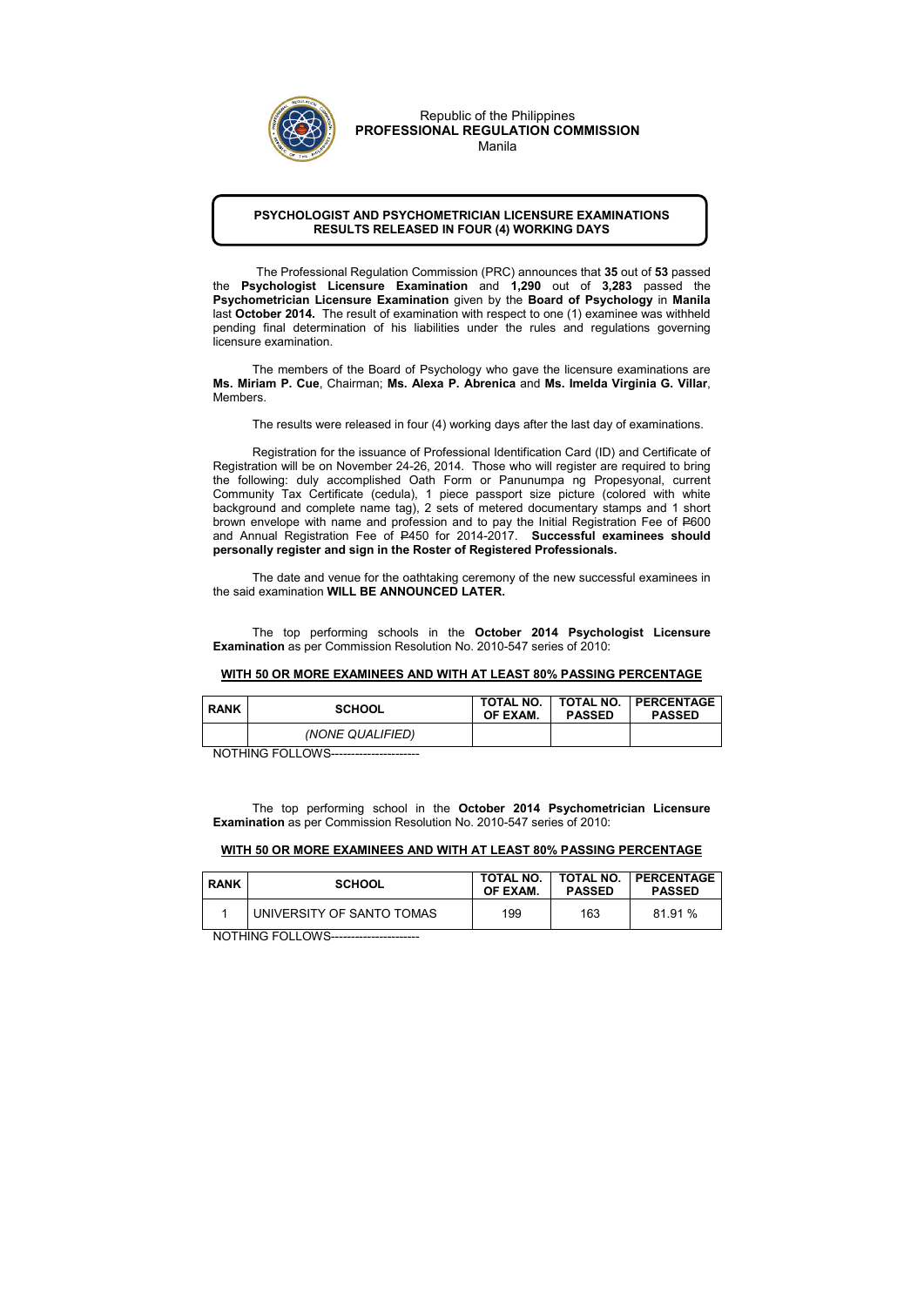Republic of the Philippines
**PROFESSIONAL REGULATION COMMISSION**
Manila

**PSYCHOLOGIST AND PSYCHOMETRICIAN LICENSURE EXAMINATIONS RESULTS RELEASED IN FOUR (4) WORKING DAYS**

The Professional Regulation Commission (PRC) announces that **35** out of **53** passed the **Psychologist Licensure Examination** and **1,290** out of **3,283** passed the **Psychometrician Licensure Examination** given by the **Board of Psychology** in **Manila** last **October 2014.** The result of examination with respect to one (1) examinee was withheld pending final determination of his liabilities under the rules and regulations governing licensure examination.

The members of the Board of Psychology who gave the licensure examinations are **Ms. Miriam P. Cue**, Chairman; **Ms. Alexa P. Abrenica** and **Ms. Imelda Virginia G. Villar**, Members.

The results were released in four (4) working days after the last day of examinations.

Registration for the issuance of Professional Identification Card (ID) and Certificate of Registration will be on November 24-26, 2014. Those who will register are required to bring the following: duly accomplished Oath Form or Panunumpa ng Propesyonal, current Community Tax Certificate (cedula), 1 piece passport size picture (colored with white background and complete name tag), 2 sets of metered documentary stamps and 1 short brown envelope with name and profession and to pay the Initial Registration Fee of ₱600 and Annual Registration Fee of ₱450 for 2014-2017. **Successful examinees should personally register and sign in the Roster of Registered Professionals.**

The date and venue for the oathtaking ceremony of the new successful examinees in the said examination **WILL BE ANNOUNCED LATER.**

The top performing schools in the **October 2014 Psychologist Licensure Examination** as per Commission Resolution No. 2010-547 series of 2010:

**WITH 50 OR MORE EXAMINEES AND WITH AT LEAST 80% PASSING PERCENTAGE**

| RANK | SCHOOL | TOTAL NO. OF EXAM. | TOTAL NO. PASSED | PERCENTAGE PASSED |
|---|---|---|---|---|
| | *(NONE QUALIFIED)* | | | |

NOTHING FOLLOWS----------------------

The top performing school in the **October 2014 Psychometrician Licensure Examination** as per Commission Resolution No. 2010-547 series of 2010:

**WITH 50 OR MORE EXAMINEES AND WITH AT LEAST 80% PASSING PERCENTAGE**

| RANK | SCHOOL | TOTAL NO. OF EXAM. | TOTAL NO. PASSED | PERCENTAGE PASSED |
|---|---|---|---|---|
| 1 | UNIVERSITY OF SANTO TOMAS | 199 | 163 | 81.91 % |

NOTHING FOLLOWS----------------------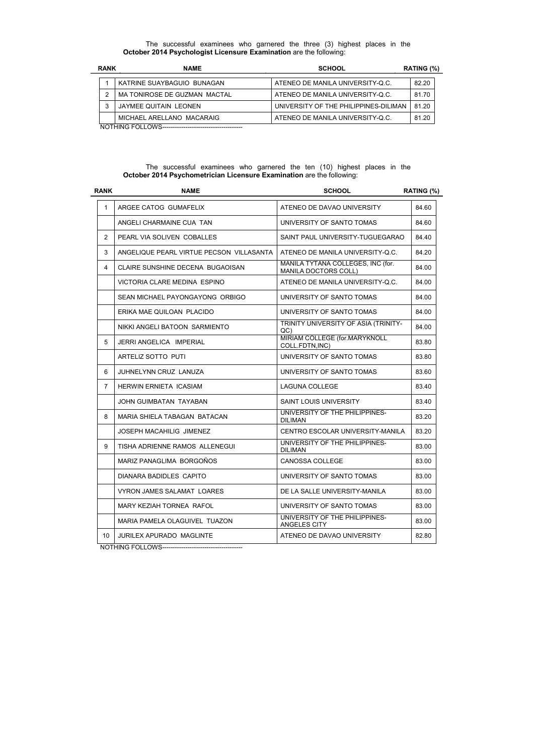The successful examinees who garnered the three (3) highest places in the **October 2014 Psychologist Licensure Examination** are the following:

| RANK | NAME | SCHOOL | RATING (%) |
|---|---|---|---|
| 1 | KATRINE SUAYBAGUIO BUNAGAN | ATENEO DE MANILA UNIVERSITY-Q.C. | 82.20 |
| 2 | MA TONIROSE DE GUZMAN MACTAL | ATENEO DE MANILA UNIVERSITY-Q.C. | 81.70 |
| 3 | JAYMEE QUITAIN LEONEN | UNIVERSITY OF THE PHILIPPINES-DILIMAN | 81.20 |
| | MICHAEL ARELLANO MACARAIG | ATENEO DE MANILA UNIVERSITY-Q.C. | 81.20 |

NOTHING FOLLOWS--------------------------------------

The successful examinees who garnered the ten (10) highest places in the **October 2014 Psychometrician Licensure Examination** are the following:

| RANK | NAME | SCHOOL | RATING (%) |
|---|---|---|---|
| 1 | ARGEE CATOG GUMAFELIX | ATENEO DE DAVAO UNIVERSITY | 84.60 |
| | ANGELI CHARMAINE CUA TAN | UNIVERSITY OF SANTO TOMAS | 84.60 |
| 2 | PEARL VIA SOLIVEN COBALLES | SAINT PAUL UNIVERSITY-TUGUEGARAO | 84.40 |
| 3 | ANGELIQUE PEARL VIRTUE PECSON VILLASANTA | ATENEO DE MANILA UNIVERSITY-Q.C. | 84.20 |
| 4 | CLAIRE SUNSHINE DECENA BUGAOISAN | MANILA TYTANA COLLEGES, INC (for. MANILA DOCTORS COLL) | 84.00 |
| | VICTORIA CLARE MEDINA ESPINO | ATENEO DE MANILA UNIVERSITY-Q.C. | 84.00 |
| | SEAN MICHAEL PAYONGAYONG ORBIGO | UNIVERSITY OF SANTO TOMAS | 84.00 |
| | ERIKA MAE QUILOAN PLACIDO | UNIVERSITY OF SANTO TOMAS | 84.00 |
| | NIKKI ANGELI BATOON SARMIENTO | TRINITY UNIVERSITY OF ASIA (TRINITY-QC) | 84.00 |
| 5 | JERRI ANGELICA IMPERIAL | MIRIAM COLLEGE (for.MARYKNOLL COLL.FDTN,INC) | 83.80 |
| | ARTELIZ SOTTO PUTI | UNIVERSITY OF SANTO TOMAS | 83.80 |
| 6 | JUHNELYNN CRUZ LANUZA | UNIVERSITY OF SANTO TOMAS | 83.60 |
| 7 | HERWIN ERNIETA ICASIAM | LAGUNA COLLEGE | 83.40 |
| | JOHN GUIMBATAN TAYABAN | SAINT LOUIS UNIVERSITY | 83.40 |
| 8 | MARIA SHIELA TABAGAN BATACAN | UNIVERSITY OF THE PHILIPPINES-DILIMAN | 83.20 |
| | JOSEPH MACAHILIG JIMENEZ | CENTRO ESCOLAR UNIVERSITY-MANILA | 83.20 |
| 9 | TISHA ADRIENNE RAMOS ALLENEGUI | UNIVERSITY OF THE PHILIPPINES-DILIMAN | 83.00 |
| | MARIZ PANAGLIMA BORGOÑOS | CANOSSA COLLEGE | 83.00 |
| | DIANARA BADIDLES CAPITO | UNIVERSITY OF SANTO TOMAS | 83.00 |
| | VYRON JAMES SALAMAT LOARES | DE LA SALLE UNIVERSITY-MANILA | 83.00 |
| | MARY KEZIAH TORNEA RAFOL | UNIVERSITY OF SANTO TOMAS | 83.00 |
| | MARIA PAMELA OLAGUIVEL TUAZON | UNIVERSITY OF THE PHILIPPINES-ANGELES CITY | 83.00 |
| 10 | JURILEX APURADO MAGLINTE | ATENEO DE DAVAO UNIVERSITY | 82.80 |

NOTHING FOLLOWS--------------------------------------